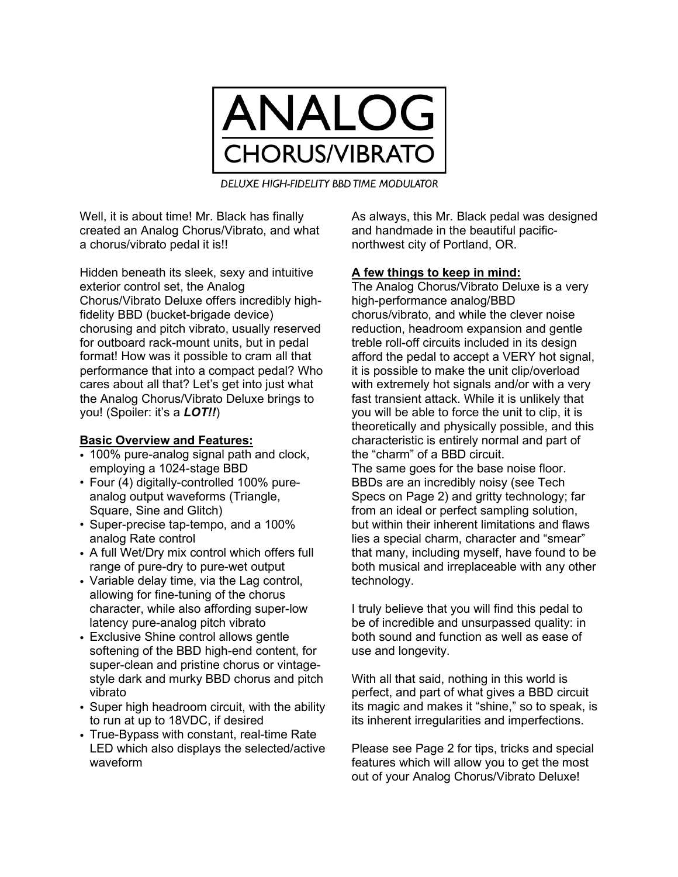# ANALOG

## CHORUS/VIBRATO

*DELUXE HIGH-FIDELITY BBD TIME MODULATOR*

Well, it is about time! Mr. Black has finally created an Analog Chorus/Vibrato, and what a chorus/vibrato pedal it is!!

Hidden beneath its sleek, sexy and intuitive exterior control set, the Analog Chorus/Vibrato Deluxe offers incredibly high-fidelity BBD (bucket-brigade device) chorusing and pitch vibrato, usually reserved for outboard rack-mount units, but in pedal format! How was it possible to cram all that performance that into a compact pedal? Who cares about all that? Let's get into just what the Analog Chorus/Vibrato Deluxe brings to you! (Spoiler: it's a ***LOT!!***)

**Basic Overview and Features:**

- 100% pure-analog signal path and clock, employing a 1024-stage BBD
- Four (4) digitally-controlled 100% pure-analog output waveforms (Triangle, Square, Sine and Glitch)
- Super-precise tap-tempo, and a 100% analog Rate control
- A full Wet/Dry mix control which offers full range of pure-dry to pure-wet output
- Variable delay time, via the Lag control, allowing for fine-tuning of the chorus character, while also affording super-low latency pure-analog pitch vibrato
- Exclusive Shine control allows gentle softening of the BBD high-end content, for super-clean and pristine chorus or vintage-style dark and murky BBD chorus and pitch vibrato
- Super high headroom circuit, with the ability to run at up to 18VDC, if desired
- True-Bypass with constant, real-time Rate LED which also displays the selected/active waveform

As always, this Mr. Black pedal was designed and handmade in the beautiful pacific-northwest city of Portland, OR.

**A few things to keep in mind:**

The Analog Chorus/Vibrato Deluxe is a very high-performance analog/BBD chorus/vibrato, and while the clever noise reduction, headroom expansion and gentle treble roll-off circuits included in its design afford the pedal to accept a VERY hot signal, it is possible to make the unit clip/overload with extremely hot signals and/or with a very fast transient attack. While it is unlikely that you will be able to force the unit to clip, it is theoretically and physically possible, and this characteristic is entirely normal and part of the "charm" of a BBD circuit.

The same goes for the base noise floor. BBDs are an incredibly noisy (see Tech Specs on Page 2) and gritty technology; far from an ideal or perfect sampling solution, but within their inherent limitations and flaws lies a special charm, character and "smear" that many, including myself, have found to be both musical and irreplaceable with any other technology.

I truly believe that you will find this pedal to be of incredible and unsurpassed quality: in both sound and function as well as ease of use and longevity.

With all that said, nothing in this world is perfect, and part of what gives a BBD circuit its magic and makes it "shine," so to speak, is its inherent irregularities and imperfections.

Please see Page 2 for tips, tricks and special features which will allow you to get the most out of your Analog Chorus/Vibrato Deluxe!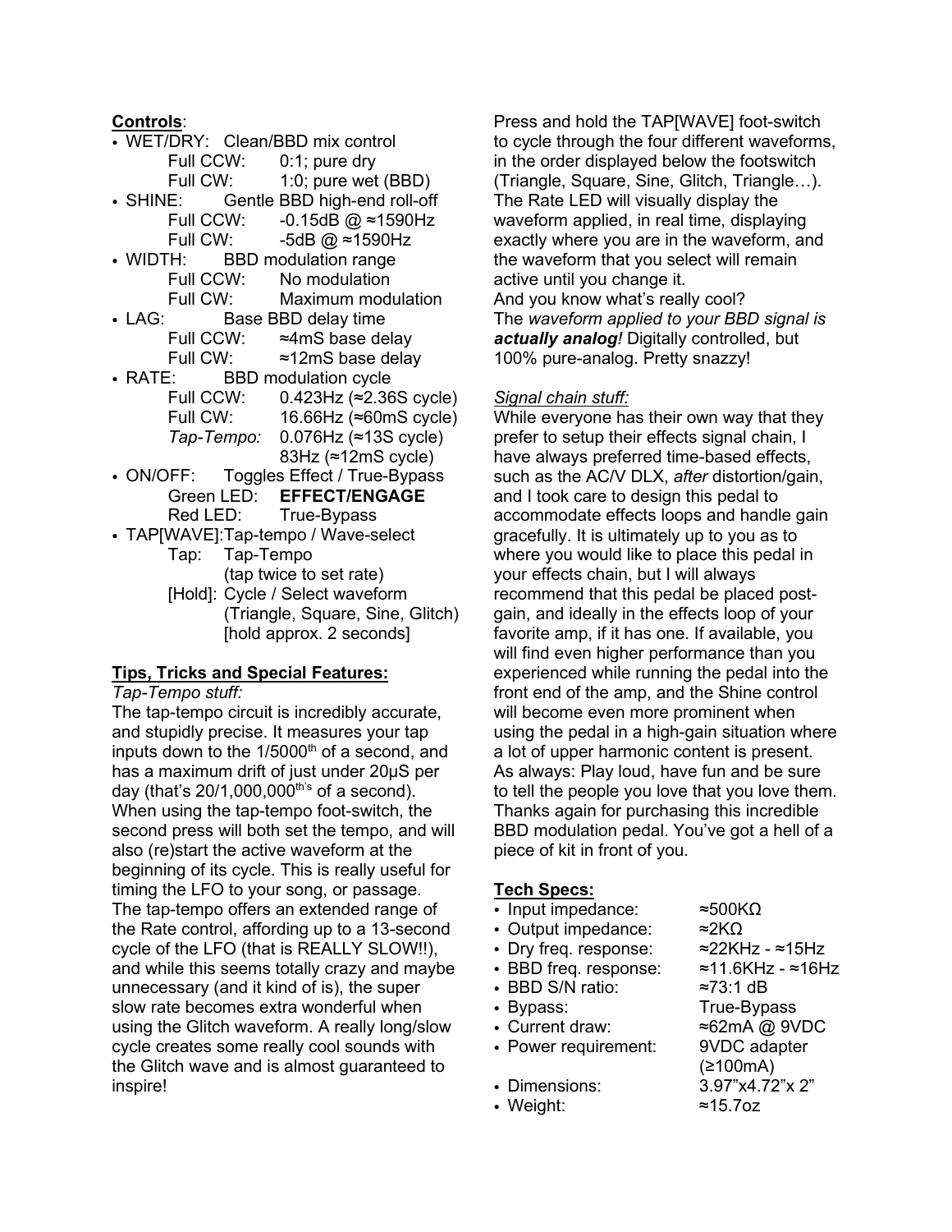**Controls**:

- WET/DRY: Clean/BBD mix control
  - Full CCW: 0:1; pure dry
  - Full CW: 1:0; pure wet (BBD)
- SHINE: Gentle BBD high-end roll-off
  - Full CCW: -0.15dB @ ≈1590Hz
  - Full CW: -5dB @ ≈1590Hz
- WIDTH: BBD modulation range
  - Full CCW: No modulation
  - Full CW: Maximum modulation
- LAG: Base BBD delay time
  - Full CCW: ≈4mS base delay
  - Full CW: ≈12mS base delay
- RATE: BBD modulation cycle
  - Full CCW: 0.423Hz (≈2.36S cycle)
  - Full CW: 16.66Hz (≈60mS cycle)
  - *Tap-Tempo:* 0.076Hz (≈13S cycle) 83Hz (≈12mS cycle)
- ON/OFF: Toggles Effect / True-Bypass
  - Green LED: **EFFECT/ENGAGE**
  - Red LED: True-Bypass
- TAP[WAVE]: Tap-tempo / Wave-select
  - Tap: Tap-Tempo (tap twice to set rate)
  - [Hold]: Cycle / Select waveform (Triangle, Square, Sine, Glitch) [hold approx. 2 seconds]

**Tips, Tricks and Special Features:**

*Tap-Tempo stuff:*

The tap-tempo circuit is incredibly accurate, and stupidly precise. It measures your tap inputs down to the 1/5000th of a second, and has a maximum drift of just under 20µS per day (that's 20/1,000,000th's of a second). When using the tap-tempo foot-switch, the second press will both set the tempo, and will also (re)start the active waveform at the beginning of its cycle. This is really useful for timing the LFO to your song, or passage. The tap-tempo offers an extended range of the Rate control, affording up to a 13-second cycle of the LFO (that is REALLY SLOW!!), and while this seems totally crazy and maybe unnecessary (and it kind of is), the super slow rate becomes extra wonderful when using the Glitch waveform. A really long/slow cycle creates some really cool sounds with the Glitch wave and is almost guaranteed to inspire!

Press and hold the TAP[WAVE] foot-switch to cycle through the four different waveforms, in the order displayed below the footswitch (Triangle, Square, Sine, Glitch, Triangle…). The Rate LED will visually display the waveform applied, in real time, displaying exactly where you are in the waveform, and the waveform that you select will remain active until you change it.
And you know what's really cool?
The *waveform applied to your BBD signal is **actually analog**!* Digitally controlled, but 100% pure-analog. Pretty snazzy!

*Signal chain stuff:*

While everyone has their own way that they prefer to setup their effects signal chain, I have always preferred time-based effects, such as the AC/V DLX, *after* distortion/gain, and I took care to design this pedal to accommodate effects loops and handle gain gracefully. It is ultimately up to you as to where you would like to place this pedal in your effects chain, but I will always recommend that this pedal be placed post-gain, and ideally in the effects loop of your favorite amp, if it has one. If available, you will find even higher performance than you experienced while running the pedal into the front end of the amp, and the Shine control will become even more prominent when using the pedal in a high-gain situation where a lot of upper harmonic content is present.
As always: Play loud, have fun and be sure to tell the people you love that you love them. Thanks again for purchasing this incredible BBD modulation pedal. You've got a hell of a piece of kit in front of you.

**Tech Specs:**

- Input impedance: ≈500KΩ
- Output impedance: ≈2KΩ
- Dry freq. response: ≈22KHz - ≈15Hz
- BBD freq. response: ≈11.6KHz - ≈16Hz
- BBD S/N ratio: ≈73:1 dB
- Bypass: True-Bypass
- Current draw: ≈62mA @ 9VDC
- Power requirement: 9VDC adapter (≥100mA)
- Dimensions: 3.97"x4.72"x 2"
- Weight: ≈15.7oz